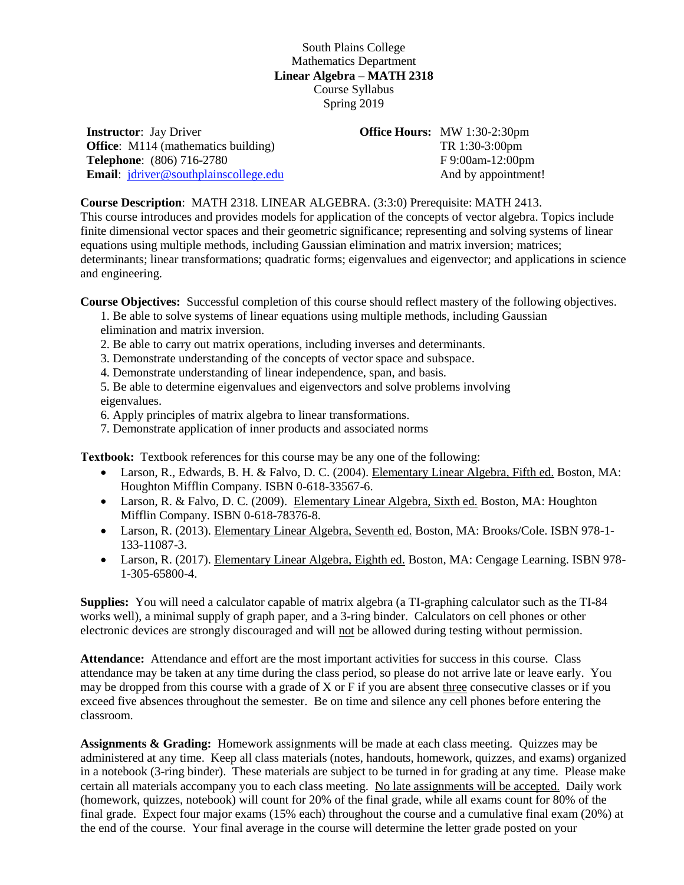South Plains College
Mathematics Department
**Linear Algebra – MATH 2318**
Course Syllabus
Spring 2019

| | |
|---|---|
| **Instructor**: Jay Driver | **Office Hours:** MW 1:30-2:30pm |
| **Office**: M114 (mathematics building) | TR 1:30-3:00pm |
| **Telephone**: (806) 716-2780 | F 9:00am-12:00pm |
| **Email**: jdriver@southplainscollege.edu | And by appointment! |

**Course Description**: MATH 2318. LINEAR ALGEBRA. (3:3:0) Prerequisite: MATH 2413. This course introduces and provides models for application of the concepts of vector algebra. Topics include finite dimensional vector spaces and their geometric significance; representing and solving systems of linear equations using multiple methods, including Gaussian elimination and matrix inversion; matrices; determinants; linear transformations; quadratic forms; eigenvalues and eigenvector; and applications in science and engineering.

**Course Objectives:** Successful completion of this course should reflect mastery of the following objectives.

1. Be able to solve systems of linear equations using multiple methods, including Gaussian elimination and matrix inversion.
2. Be able to carry out matrix operations, including inverses and determinants.
3. Demonstrate understanding of the concepts of vector space and subspace.
4. Demonstrate understanding of linear independence, span, and basis.
5. Be able to determine eigenvalues and eigenvectors and solve problems involving eigenvalues.
6. Apply principles of matrix algebra to linear transformations.
7. Demonstrate application of inner products and associated norms

**Textbook:** Textbook references for this course may be any one of the following:

- Larson, R., Edwards, B. H. & Falvo, D. C. (2004). Elementary Linear Algebra, Fifth ed. Boston, MA: Houghton Mifflin Company. ISBN 0-618-33567-6.
- Larson, R. & Falvo, D. C. (2009). Elementary Linear Algebra, Sixth ed. Boston, MA: Houghton Mifflin Company. ISBN 0-618-78376-8.
- Larson, R. (2013). Elementary Linear Algebra, Seventh ed. Boston, MA: Brooks/Cole. ISBN 978-1-133-11087-3.
- Larson, R. (2017). Elementary Linear Algebra, Eighth ed. Boston, MA: Cengage Learning. ISBN 978-1-305-65800-4.

**Supplies:** You will need a calculator capable of matrix algebra (a TI-graphing calculator such as the TI-84 works well), a minimal supply of graph paper, and a 3-ring binder. Calculators on cell phones or other electronic devices are strongly discouraged and will not be allowed during testing without permission.

**Attendance:** Attendance and effort are the most important activities for success in this course. Class attendance may be taken at any time during the class period, so please do not arrive late or leave early. You may be dropped from this course with a grade of X or F if you are absent three consecutive classes or if you exceed five absences throughout the semester. Be on time and silence any cell phones before entering the classroom.

**Assignments & Grading:** Homework assignments will be made at each class meeting. Quizzes may be administered at any time. Keep all class materials (notes, handouts, homework, quizzes, and exams) organized in a notebook (3-ring binder). These materials are subject to be turned in for grading at any time. Please make certain all materials accompany you to each class meeting. No late assignments will be accepted. Daily work (homework, quizzes, notebook) will count for 20% of the final grade, while all exams count for 80% of the final grade. Expect four major exams (15% each) throughout the course and a cumulative final exam (20%) at the end of the course. Your final average in the course will determine the letter grade posted on your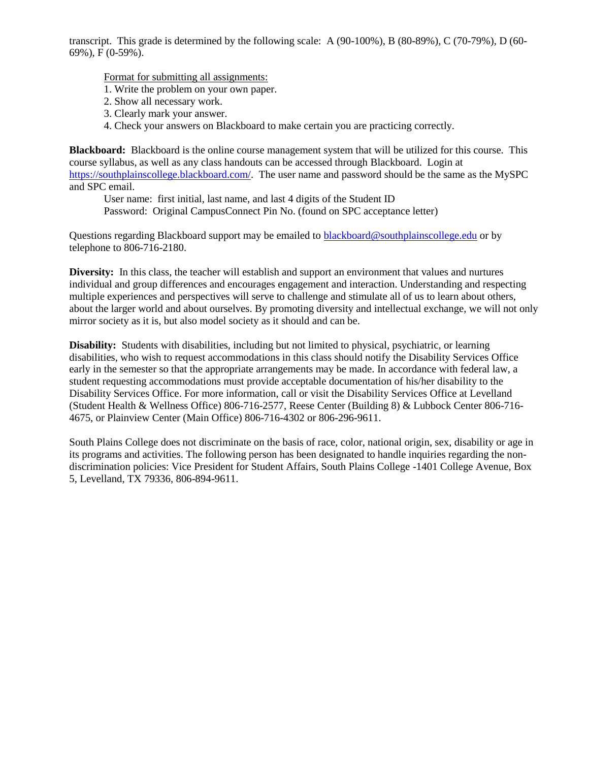transcript. This grade is determined by the following scale: A (90-100%), B (80-89%), C (70-79%), D (60-69%), F (0-59%).

Format for submitting all assignments:

1. Write the problem on your own paper.
2. Show all necessary work.
3. Clearly mark your answer.
4. Check your answers on Blackboard to make certain you are practicing correctly.

**Blackboard:** Blackboard is the online course management system that will be utilized for this course. This course syllabus, as well as any class handouts can be accessed through Blackboard. Login at https://southplainscollege.blackboard.com/. The user name and password should be the same as the MySPC and SPC email.

User name: first initial, last name, and last 4 digits of the Student ID
Password: Original CampusConnect Pin No. (found on SPC acceptance letter)

Questions regarding Blackboard support may be emailed to blackboard@southplainscollege.edu or by telephone to 806-716-2180.

**Diversity:** In this class, the teacher will establish and support an environment that values and nurtures individual and group differences and encourages engagement and interaction. Understanding and respecting multiple experiences and perspectives will serve to challenge and stimulate all of us to learn about others, about the larger world and about ourselves. By promoting diversity and intellectual exchange, we will not only mirror society as it is, but also model society as it should and can be.

**Disability:** Students with disabilities, including but not limited to physical, psychiatric, or learning disabilities, who wish to request accommodations in this class should notify the Disability Services Office early in the semester so that the appropriate arrangements may be made. In accordance with federal law, a student requesting accommodations must provide acceptable documentation of his/her disability to the Disability Services Office. For more information, call or visit the Disability Services Office at Levelland (Student Health & Wellness Office) 806-716-2577, Reese Center (Building 8) & Lubbock Center 806-716-4675, or Plainview Center (Main Office) 806-716-4302 or 806-296-9611.

South Plains College does not discriminate on the basis of race, color, national origin, sex, disability or age in its programs and activities. The following person has been designated to handle inquiries regarding the non-discrimination policies: Vice President for Student Affairs, South Plains College -1401 College Avenue, Box 5, Levelland, TX 79336, 806-894-9611.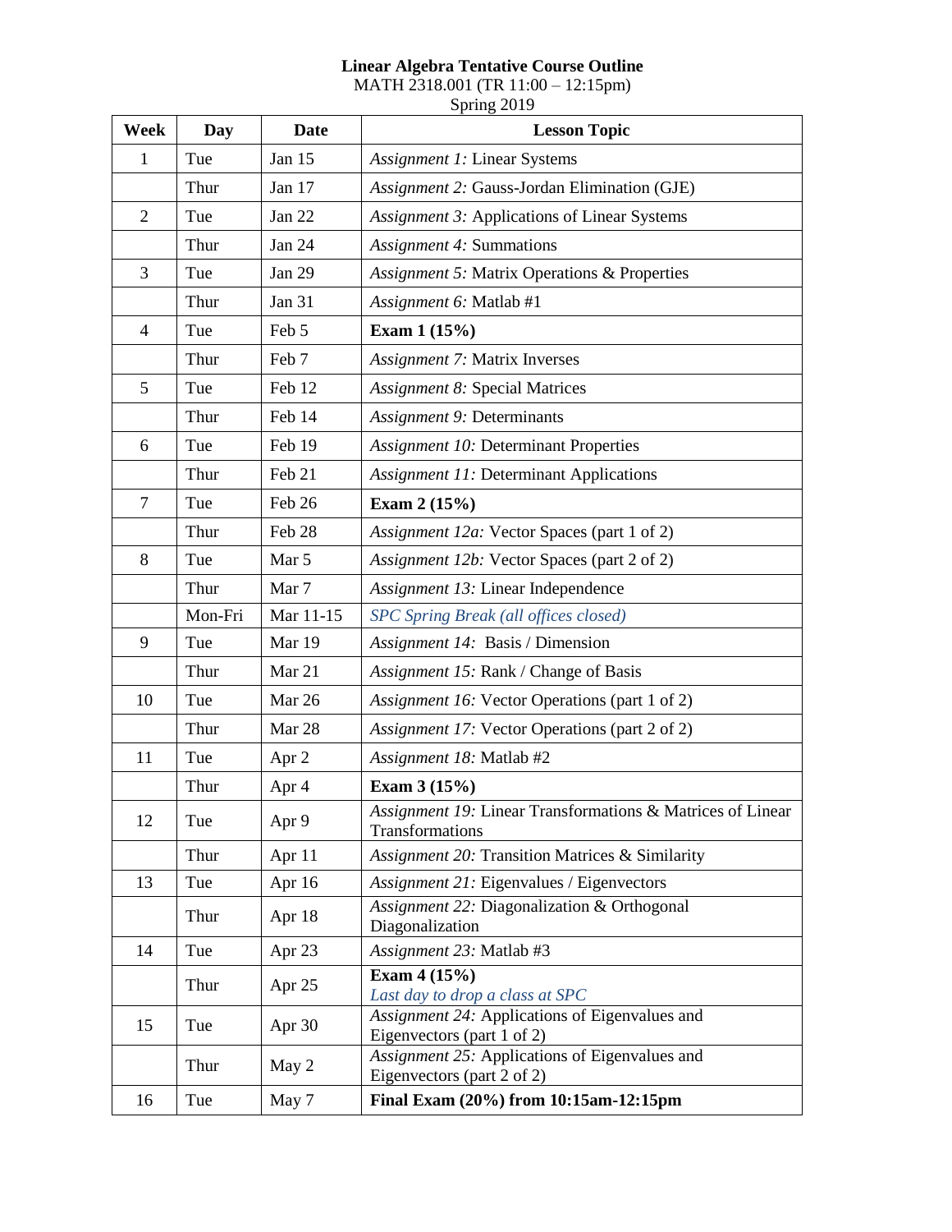**Linear Algebra Tentative Course Outline**

MATH 2318.001 (TR 11:00 – 12:15pm)

Spring 2019

| Week | Day | Date | Lesson Topic |
|---|---|---|---|
| 1 | Tue | Jan 15 | *Assignment 1:* Linear Systems |
| | Thur | Jan 17 | *Assignment 2:* Gauss-Jordan Elimination (GJE) |
| 2 | Tue | Jan 22 | *Assignment 3:* Applications of Linear Systems |
| | Thur | Jan 24 | *Assignment 4:* Summations |
| 3 | Tue | Jan 29 | *Assignment 5:* Matrix Operations & Properties |
| | Thur | Jan 31 | *Assignment 6:* Matlab #1 |
| 4 | Tue | Feb 5 | **Exam 1 (15%)** |
| | Thur | Feb 7 | *Assignment 7:* Matrix Inverses |
| 5 | Tue | Feb 12 | *Assignment 8:* Special Matrices |
| | Thur | Feb 14 | *Assignment 9:* Determinants |
| 6 | Tue | Feb 19 | *Assignment 10:* Determinant Properties |
| | Thur | Feb 21 | *Assignment 11:* Determinant Applications |
| 7 | Tue | Feb 26 | **Exam 2 (15%)** |
| | Thur | Feb 28 | *Assignment 12a:* Vector Spaces (part 1 of 2) |
| 8 | Tue | Mar 5 | *Assignment 12b:* Vector Spaces (part 2 of 2) |
| | Thur | Mar 7 | *Assignment 13:* Linear Independence |
| | Mon-Fri | Mar 11-15 | *SPC Spring Break (all offices closed)* |
| 9 | Tue | Mar 19 | *Assignment 14:* Basis / Dimension |
| | Thur | Mar 21 | *Assignment 15:* Rank / Change of Basis |
| 10 | Tue | Mar 26 | *Assignment 16:* Vector Operations (part 1 of 2) |
| | Thur | Mar 28 | *Assignment 17:* Vector Operations (part 2 of 2) |
| 11 | Tue | Apr 2 | *Assignment 18:* Matlab #2 |
| | Thur | Apr 4 | **Exam 3 (15%)** |
| 12 | Tue | Apr 9 | *Assignment 19:* Linear Transformations & Matrices of Linear Transformations |
| | Thur | Apr 11 | *Assignment 20:* Transition Matrices & Similarity |
| 13 | Tue | Apr 16 | *Assignment 21:* Eigenvalues / Eigenvectors |
| | Thur | Apr 18 | *Assignment 22:* Diagonalization & Orthogonal Diagonalization |
| 14 | Tue | Apr 23 | *Assignment 23:* Matlab #3 |
| | Thur | Apr 25 | **Exam 4 (15%)** *Last day to drop a class at SPC* |
| 15 | Tue | Apr 30 | *Assignment 24:* Applications of Eigenvalues and Eigenvectors (part 1 of 2) |
| | Thur | May 2 | *Assignment 25:* Applications of Eigenvalues and Eigenvectors (part 2 of 2) |
| 16 | Tue | May 7 | **Final Exam (20%) from 10:15am-12:15pm** |